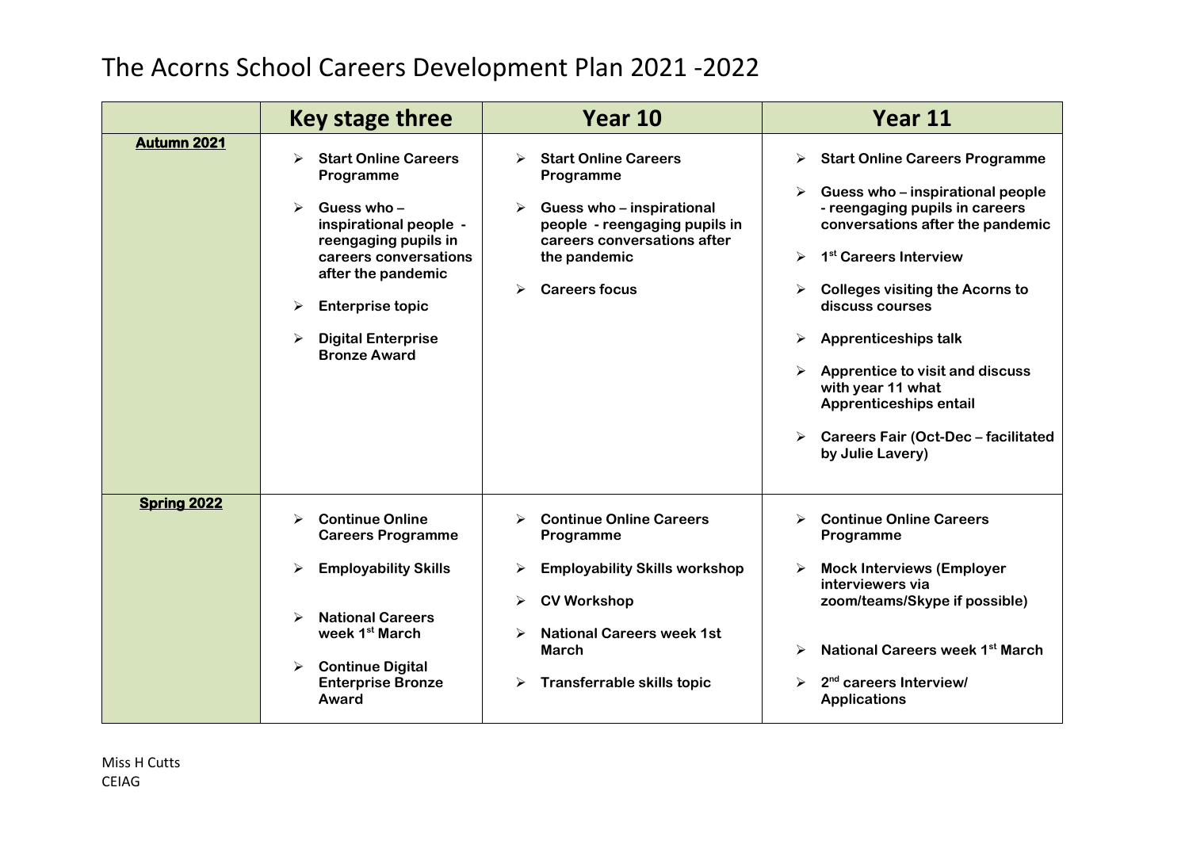# The Acorns School Careers Development Plan 2021 -2022

| | Key stage three | Year 10 | Year 11 |
|---|---|---|---|
| **Autumn 2021** | ➢ Start Online Careers Programme<br>➢ Guess who – inspirational people - reengaging pupils in careers conversations after the pandemic<br>➢ Enterprise topic<br>➢ Digital Enterprise Bronze Award | ➢ Start Online Careers Programme<br>➢ Guess who – inspirational people - reengaging pupils in careers conversations after the pandemic<br>➢ Careers focus | ➢ Start Online Careers Programme<br>➢ Guess who – inspirational people - reengaging pupils in careers conversations after the pandemic<br>➢ 1st Careers Interview<br>➢ Colleges visiting the Acorns to discuss courses<br>➢ Apprenticeships talk<br>➢ Apprentice to visit and discuss with year 11 what Apprenticeships entail<br>➢ Careers Fair (Oct-Dec – facilitated by Julie Lavery) |
| **Spring 2022** | ➢ Continue Online Careers Programme<br>➢ Employability Skills<br>➢ National Careers week 1st March<br>➢ Continue Digital Enterprise Bronze Award | ➢ Continue Online Careers Programme<br>➢ Employability Skills workshop<br>➢ CV Workshop<br>➢ National Careers week 1st March<br>➢ Transferrable skills topic | ➢ Continue Online Careers Programme<br>➢ Mock Interviews (Employer interviewers via zoom/teams/Skype if possible)<br>➢ National Careers week 1st March<br>➢ 2nd careers Interview/ Applications |

Miss H Cutts
CEIAG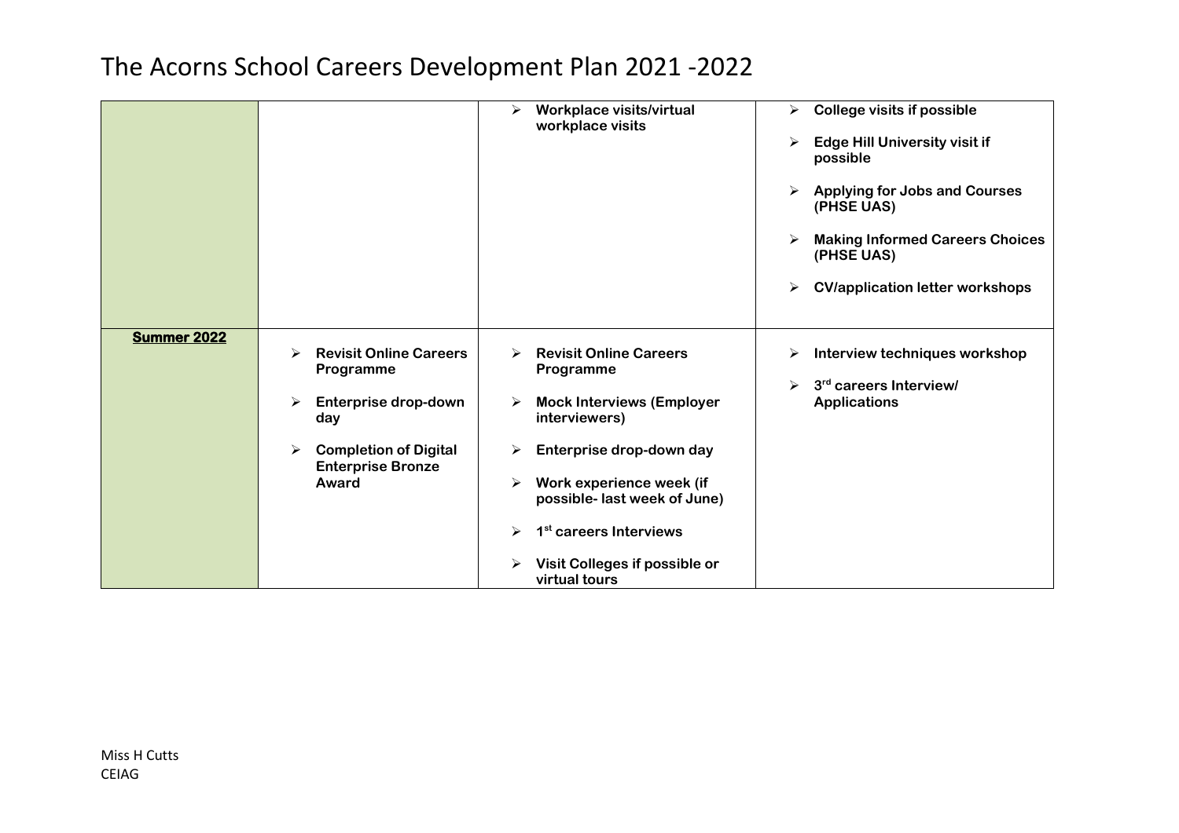# The Acorns School Careers Development Plan 2021 -2022

| | | | |
|---|---|---|---|
| | | ➢ **Workplace visits/virtual workplace visits** | ➢ **College visits if possible**<br>➢ **Edge Hill University visit if possible**<br>➢ **Applying for Jobs and Courses (PHSE UAS)**<br>➢ **Making Informed Careers Choices (PHSE UAS)**<br>➢ **CV/application letter workshops** |
| **Summer 2022** | ➢ **Revisit Online Careers Programme**<br>➢ **Enterprise drop-down day**<br>➢ **Completion of Digital Enterprise Bronze Award** | ➢ **Revisit Online Careers Programme**<br>➢ **Mock Interviews (Employer interviewers)**<br>➢ **Enterprise drop-down day**<br>➢ **Work experience week (if possible- last week of June)**<br>➢ **1st careers Interviews**<br>➢ **Visit Colleges if possible or virtual tours** | ➢ **Interview techniques workshop**<br>➢ **3rd careers Interview/ Applications** |

Miss H Cutts
CEIAG